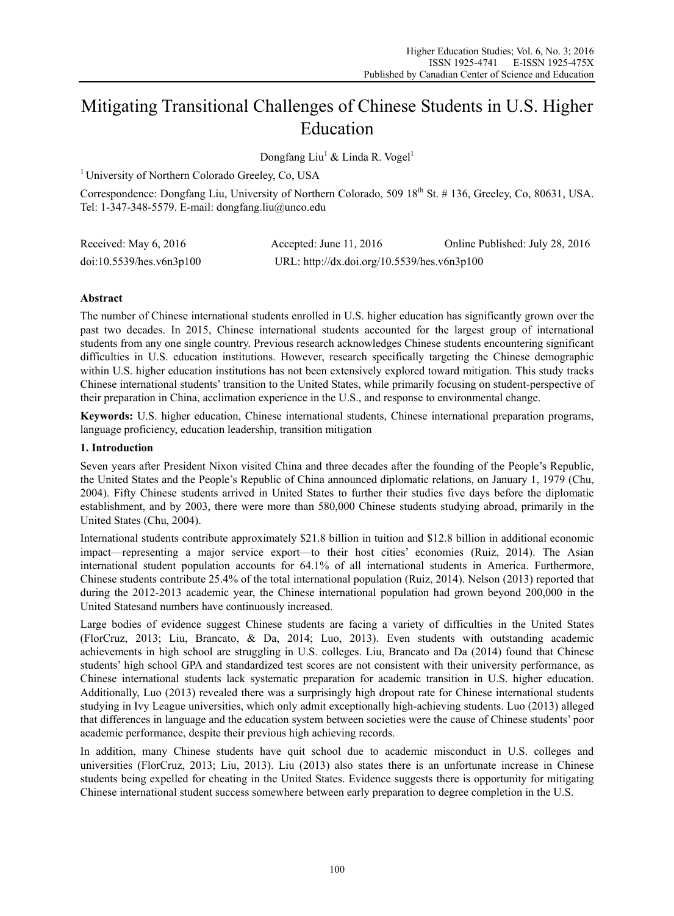# Mitigating Transitional Challenges of Chinese Students in U.S. Higher Education

Dongfang Liu[1] & Linda R. Vogel[1]

[1] University of Northern Colorado Greeley, Co, USA

Correspondence: Dongfang Liu, University of Northern Colorado, 509 18th St. # 136, Greeley, Co, 80631, USA. Tel: 1-347-348-5579. E-mail: dongfang.liu@unco.edu

Received: May 6, 2016 Accepted: June 11, 2016 Online Published: July 28, 2016

doi:10.5539/hes.v6n3p100 URL: http://dx.doi.org/10.5539/hes.v6n3p100

## Abstract

The number of Chinese international students enrolled in U.S. higher education has significantly grown over the past two decades. In 2015, Chinese international students accounted for the largest group of international students from any one single country. Previous research acknowledges Chinese students encountering significant difficulties in U.S. education institutions. However, research specifically targeting the Chinese demographic within U.S. higher education institutions has not been extensively explored toward mitigation. This study tracks Chinese international students' transition to the United States, while primarily focusing on student-perspective of their preparation in China, acclimation experience in the U.S., and response to environmental change.

**Keywords:** U.S. higher education, Chinese international students, Chinese international preparation programs, language proficiency, education leadership, transition mitigation

## 1. Introduction

Seven years after President Nixon visited China and three decades after the founding of the People's Republic, the United States and the People's Republic of China announced diplomatic relations, on January 1, 1979 (Chu, 2004). Fifty Chinese students arrived in United States to further their studies five days before the diplomatic establishment, and by 2003, there were more than 580,000 Chinese students studying abroad, primarily in the United States (Chu, 2004).

International students contribute approximately \$21.8 billion in tuition and \$12.8 billion in additional economic impact—representing a major service export—to their host cities' economies (Ruiz, 2014). The Asian international student population accounts for 64.1% of all international students in America. Furthermore, Chinese students contribute 25.4% of the total international population (Ruiz, 2014). Nelson (2013) reported that during the 2012-2013 academic year, the Chinese international population had grown beyond 200,000 in the United Statesand numbers have continuously increased.

Large bodies of evidence suggest Chinese students are facing a variety of difficulties in the United States (FlorCruz, 2013; Liu, Brancato, & Da, 2014; Luo, 2013). Even students with outstanding academic achievements in high school are struggling in U.S. colleges. Liu, Brancato and Da (2014) found that Chinese students' high school GPA and standardized test scores are not consistent with their university performance, as Chinese international students lack systematic preparation for academic transition in U.S. higher education. Additionally, Luo (2013) revealed there was a surprisingly high dropout rate for Chinese international students studying in Ivy League universities, which only admit exceptionally high-achieving students. Luo (2013) alleged that differences in language and the education system between societies were the cause of Chinese students' poor academic performance, despite their previous high achieving records.

In addition, many Chinese students have quit school due to academic misconduct in U.S. colleges and universities (FlorCruz, 2013; Liu, 2013). Liu (2013) also states there is an unfortunate increase in Chinese students being expelled for cheating in the United States. Evidence suggests there is opportunity for mitigating Chinese international student success somewhere between early preparation to degree completion in the U.S.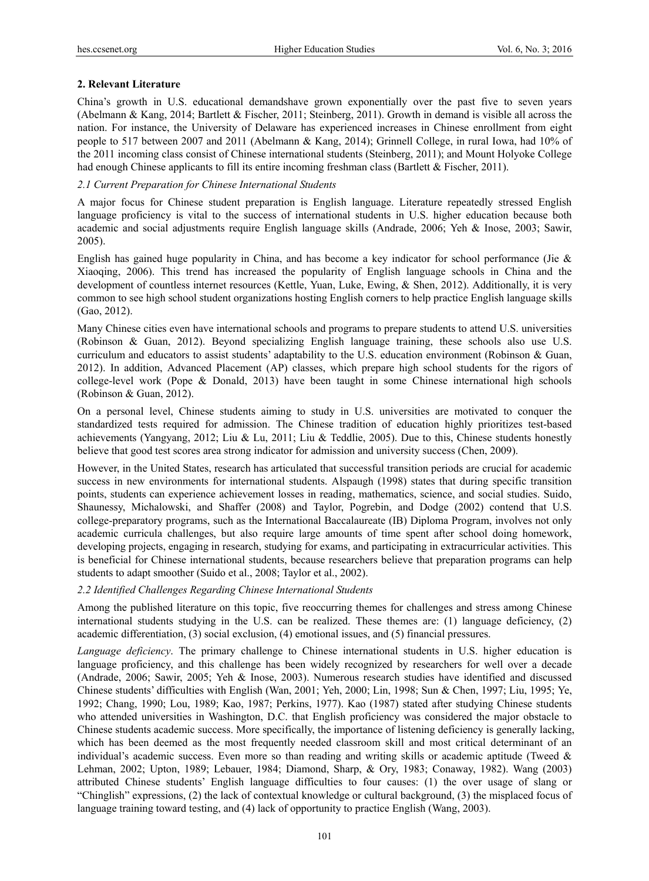## 2. Relevant Literature

China's growth in U.S. educational demandshave grown exponentially over the past five to seven years (Abelmann & Kang, 2014; Bartlett & Fischer, 2011; Steinberg, 2011). Growth in demand is visible all across the nation. For instance, the University of Delaware has experienced increases in Chinese enrollment from eight people to 517 between 2007 and 2011 (Abelmann & Kang, 2014); Grinnell College, in rural Iowa, had 10% of the 2011 incoming class consist of Chinese international students (Steinberg, 2011); and Mount Holyoke College had enough Chinese applicants to fill its entire incoming freshman class (Bartlett & Fischer, 2011).

### *2.1 Current Preparation for Chinese International Students*

A major focus for Chinese student preparation is English language. Literature repeatedly stressed English language proficiency is vital to the success of international students in U.S. higher education because both academic and social adjustments require English language skills (Andrade, 2006; Yeh & Inose, 2003; Sawir, 2005).

English has gained huge popularity in China, and has become a key indicator for school performance (Jie & Xiaoqing, 2006). This trend has increased the popularity of English language schools in China and the development of countless internet resources (Kettle, Yuan, Luke, Ewing, & Shen, 2012). Additionally, it is very common to see high school student organizations hosting English corners to help practice English language skills (Gao, 2012).

Many Chinese cities even have international schools and programs to prepare students to attend U.S. universities (Robinson & Guan, 2012). Beyond specializing English language training, these schools also use U.S. curriculum and educators to assist students' adaptability to the U.S. education environment (Robinson & Guan, 2012). In addition, Advanced Placement (AP) classes, which prepare high school students for the rigors of college-level work (Pope & Donald, 2013) have been taught in some Chinese international high schools (Robinson & Guan, 2012).

On a personal level, Chinese students aiming to study in U.S. universities are motivated to conquer the standardized tests required for admission. The Chinese tradition of education highly prioritizes test-based achievements (Yangyang, 2012; Liu & Lu, 2011; Liu & Teddlie, 2005). Due to this, Chinese students honestly believe that good test scores area strong indicator for admission and university success (Chen, 2009).

However, in the United States, research has articulated that successful transition periods are crucial for academic success in new environments for international students. Alspaugh (1998) states that during specific transition points, students can experience achievement losses in reading, mathematics, science, and social studies. Suido, Shaunessy, Michalowski, and Shaffer (2008) and Taylor, Pogrebin, and Dodge (2002) contend that U.S. college-preparatory programs, such as the International Baccalaureate (IB) Diploma Program, involves not only academic curricula challenges, but also require large amounts of time spent after school doing homework, developing projects, engaging in research, studying for exams, and participating in extracurricular activities. This is beneficial for Chinese international students, because researchers believe that preparation programs can help students to adapt smoother (Suido et al., 2008; Taylor et al., 2002).

### *2.2 Identified Challenges Regarding Chinese International Students*

Among the published literature on this topic, five reoccurring themes for challenges and stress among Chinese international students studying in the U.S. can be realized. These themes are: (1) language deficiency, (2) academic differentiation, (3) social exclusion, (4) emotional issues, and (5) financial pressures.

*Language deficiency*. The primary challenge to Chinese international students in U.S. higher education is language proficiency, and this challenge has been widely recognized by researchers for well over a decade (Andrade, 2006; Sawir, 2005; Yeh & Inose, 2003). Numerous research studies have identified and discussed Chinese students' difficulties with English (Wan, 2001; Yeh, 2000; Lin, 1998; Sun & Chen, 1997; Liu, 1995; Ye, 1992; Chang, 1990; Lou, 1989; Kao, 1987; Perkins, 1977). Kao (1987) stated after studying Chinese students who attended universities in Washington, D.C. that English proficiency was considered the major obstacle to Chinese students academic success. More specifically, the importance of listening deficiency is generally lacking, which has been deemed as the most frequently needed classroom skill and most critical determinant of an individual's academic success. Even more so than reading and writing skills or academic aptitude (Tweed & Lehman, 2002; Upton, 1989; Lebauer, 1984; Diamond, Sharp, & Ory, 1983; Conaway, 1982). Wang (2003) attributed Chinese students' English language difficulties to four causes: (1) the over usage of slang or "Chinglish" expressions, (2) the lack of contextual knowledge or cultural background, (3) the misplaced focus of language training toward testing, and (4) lack of opportunity to practice English (Wang, 2003).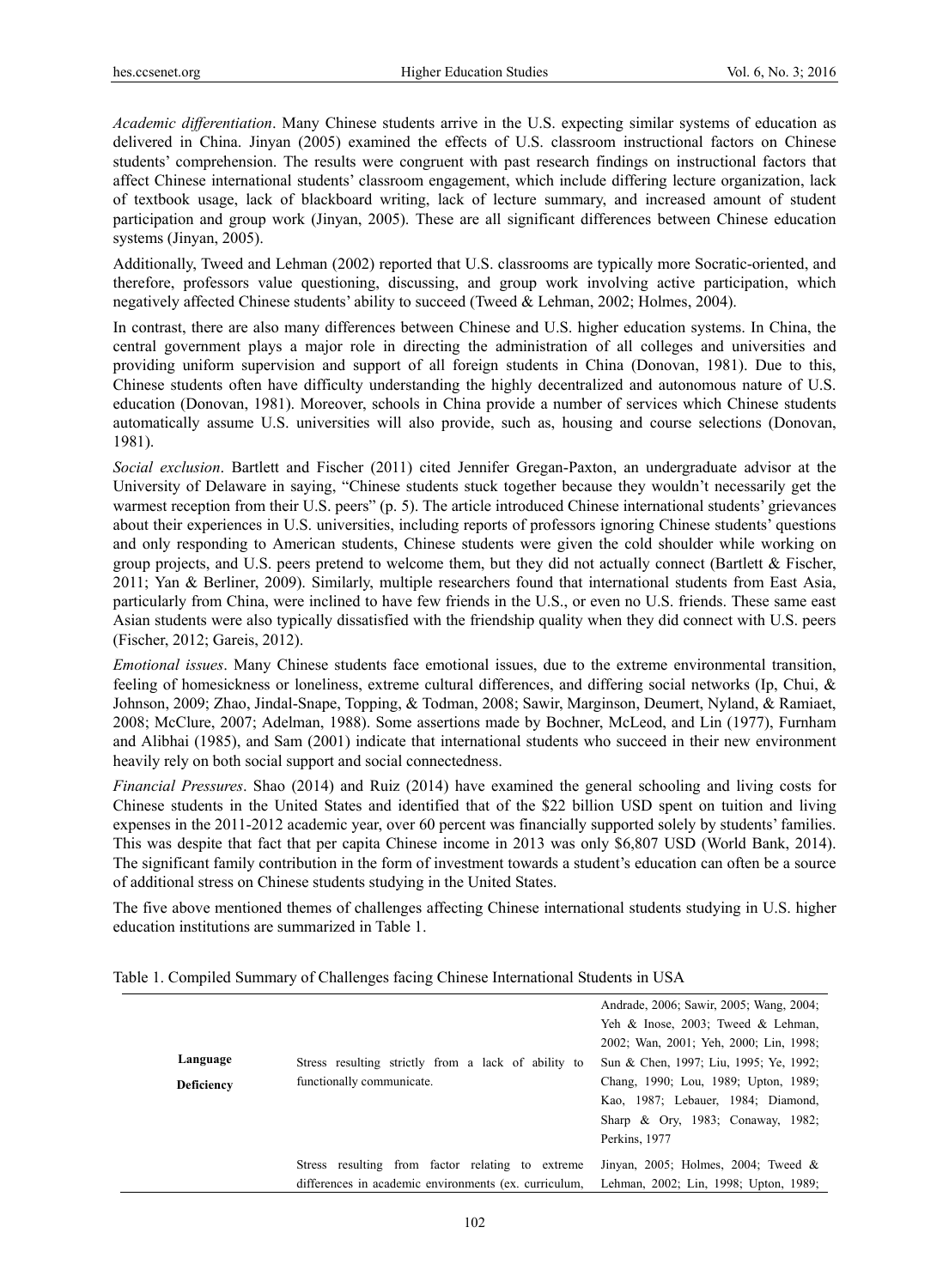*Academic differentiation*. Many Chinese students arrive in the U.S. expecting similar systems of education as delivered in China. Jinyan (2005) examined the effects of U.S. classroom instructional factors on Chinese students' comprehension. The results were congruent with past research findings on instructional factors that affect Chinese international students' classroom engagement, which include differing lecture organization, lack of textbook usage, lack of blackboard writing, lack of lecture summary, and increased amount of student participation and group work (Jinyan, 2005). These are all significant differences between Chinese education systems (Jinyan, 2005).

Additionally, Tweed and Lehman (2002) reported that U.S. classrooms are typically more Socratic-oriented, and therefore, professors value questioning, discussing, and group work involving active participation, which negatively affected Chinese students' ability to succeed (Tweed & Lehman, 2002; Holmes, 2004).

In contrast, there are also many differences between Chinese and U.S. higher education systems. In China, the central government plays a major role in directing the administration of all colleges and universities and providing uniform supervision and support of all foreign students in China (Donovan, 1981). Due to this, Chinese students often have difficulty understanding the highly decentralized and autonomous nature of U.S. education (Donovan, 1981). Moreover, schools in China provide a number of services which Chinese students automatically assume U.S. universities will also provide, such as, housing and course selections (Donovan, 1981).

*Social exclusion*. Bartlett and Fischer (2011) cited Jennifer Gregan-Paxton, an undergraduate advisor at the University of Delaware in saying, "Chinese students stuck together because they wouldn't necessarily get the warmest reception from their U.S. peers" (p. 5). The article introduced Chinese international students' grievances about their experiences in U.S. universities, including reports of professors ignoring Chinese students' questions and only responding to American students, Chinese students were given the cold shoulder while working on group projects, and U.S. peers pretend to welcome them, but they did not actually connect (Bartlett & Fischer, 2011; Yan & Berliner, 2009). Similarly, multiple researchers found that international students from East Asia, particularly from China, were inclined to have few friends in the U.S., or even no U.S. friends. These same east Asian students were also typically dissatisfied with the friendship quality when they did connect with U.S. peers (Fischer, 2012; Gareis, 2012).

*Emotional issues*. Many Chinese students face emotional issues, due to the extreme environmental transition, feeling of homesickness or loneliness, extreme cultural differences, and differing social networks (Ip, Chui, & Johnson, 2009; Zhao, Jindal-Snape, Topping, & Todman, 2008; Sawir, Marginson, Deumert, Nyland, & Ramiaet, 2008; McClure, 2007; Adelman, 1988). Some assertions made by Bochner, McLeod, and Lin (1977), Furnham and Alibhai (1985), and Sam (2001) indicate that international students who succeed in their new environment heavily rely on both social support and social connectedness.

*Financial Pressures*. Shao (2014) and Ruiz (2014) have examined the general schooling and living costs for Chinese students in the United States and identified that of the $22 billion USD spent on tuition and living expenses in the 2011-2012 academic year, over 60 percent was financially supported solely by students' families. This was despite that fact that per capita Chinese income in 2013 was only $6,807 USD (World Bank, 2014). The significant family contribution in the form of investment towards a student's education can often be a source of additional stress on Chinese students studying in the United States.

The five above mentioned themes of challenges affecting Chinese international students studying in U.S. higher education institutions are summarized in Table 1.

Table 1. Compiled Summary of Challenges facing Chinese International Students in USA

| | | |
|---|---|---|
| **Language Deficiency** | Stress resulting strictly from a lack of ability to functionally communicate. | Andrade, 2006; Sawir, 2005; Wang, 2004; Yeh & Inose, 2003; Tweed & Lehman, 2002; Wan, 2001; Yeh, 2000; Lin, 1998; Sun & Chen, 1997; Liu, 1995; Ye, 1992; Chang, 1990; Lou, 1989; Upton, 1989; Kao, 1987; Lebauer, 1984; Diamond, Sharp & Ory, 1983; Conaway, 1982; Perkins, 1977 |
| | Stress resulting from factor relating to extreme differences in academic environments (ex. curriculum, | Jinyan, 2005; Holmes, 2004; Tweed & Lehman, 2002; Lin, 1998; Upton, 1989; |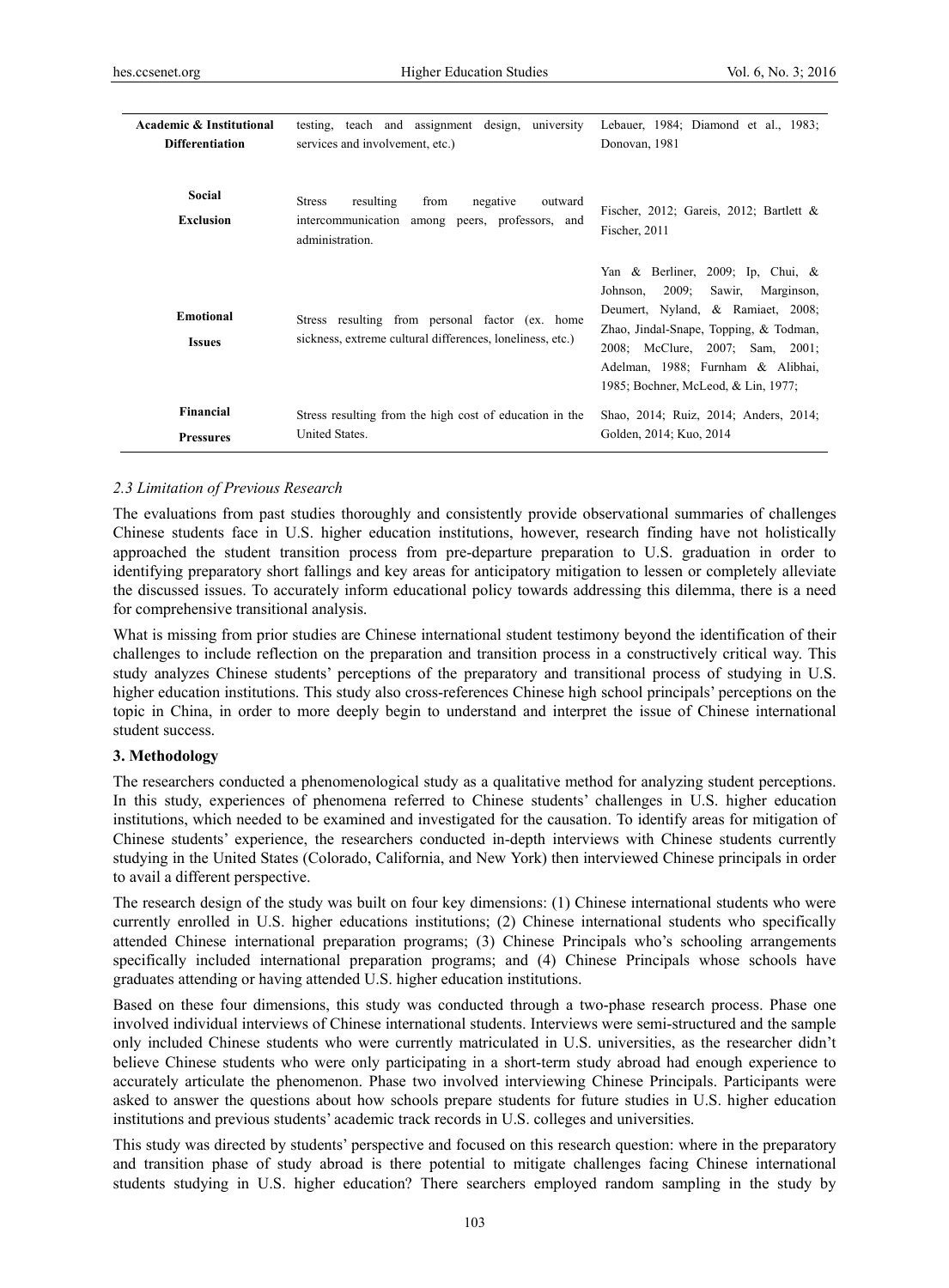| | | |
|---|---|---|
| **Academic & Institutional Differentiation** | testing, teach and assignment design, university services and involvement, etc.) | Lebauer, 1984; Diamond et al., 1983; Donovan, 1981 |
| **Social Exclusion** | Stress resulting from negative outward intercommunication among peers, professors, and administration. | Fischer, 2012; Gareis, 2012; Bartlett & Fischer, 2011 |
| **Emotional Issues** | Stress resulting from personal factor (ex. home sickness, extreme cultural differences, loneliness, etc.) | Yan & Berliner, 2009; Ip, Chui, & Johnson, 2009; Sawir, Marginson, Deumert, Nyland, & Ramiaet, 2008; Zhao, Jindal-Snape, Topping, & Todman, 2008; McClure, 2007; Sam, 2001; Adelman, 1988; Furnham & Alibhai, 1985; Bochner, McLeod, & Lin, 1977; |
| **Financial Pressures** | Stress resulting from the high cost of education in the United States. | Shao, 2014; Ruiz, 2014; Anders, 2014; Golden, 2014; Kuo, 2014 |

### *2.3 Limitation of Previous Research*

The evaluations from past studies thoroughly and consistently provide observational summaries of challenges Chinese students face in U.S. higher education institutions, however, research finding have not holistically approached the student transition process from pre-departure preparation to U.S. graduation in order to identifying preparatory short fallings and key areas for anticipatory mitigation to lessen or completely alleviate the discussed issues. To accurately inform educational policy towards addressing this dilemma, there is a need for comprehensive transitional analysis.

What is missing from prior studies are Chinese international student testimony beyond the identification of their challenges to include reflection on the preparation and transition process in a constructively critical way. This study analyzes Chinese students' perceptions of the preparatory and transitional process of studying in U.S. higher education institutions. This study also cross-references Chinese high school principals' perceptions on the topic in China, in order to more deeply begin to understand and interpret the issue of Chinese international student success.

## **3. Methodology**

The researchers conducted a phenomenological study as a qualitative method for analyzing student perceptions. In this study, experiences of phenomena referred to Chinese students' challenges in U.S. higher education institutions, which needed to be examined and investigated for the causation. To identify areas for mitigation of Chinese students' experience, the researchers conducted in-depth interviews with Chinese students currently studying in the United States (Colorado, California, and New York) then interviewed Chinese principals in order to avail a different perspective.

The research design of the study was built on four key dimensions: (1) Chinese international students who were currently enrolled in U.S. higher educations institutions; (2) Chinese international students who specifically attended Chinese international preparation programs; (3) Chinese Principals who's schooling arrangements specifically included international preparation programs; and (4) Chinese Principals whose schools have graduates attending or having attended U.S. higher education institutions.

Based on these four dimensions, this study was conducted through a two-phase research process. Phase one involved individual interviews of Chinese international students. Interviews were semi-structured and the sample only included Chinese students who were currently matriculated in U.S. universities, as the researcher didn't believe Chinese students who were only participating in a short-term study abroad had enough experience to accurately articulate the phenomenon. Phase two involved interviewing Chinese Principals. Participants were asked to answer the questions about how schools prepare students for future studies in U.S. higher education institutions and previous students' academic track records in U.S. colleges and universities.

This study was directed by students' perspective and focused on this research question: where in the preparatory and transition phase of study abroad is there potential to mitigate challenges facing Chinese international students studying in U.S. higher education? There searchers employed random sampling in the study by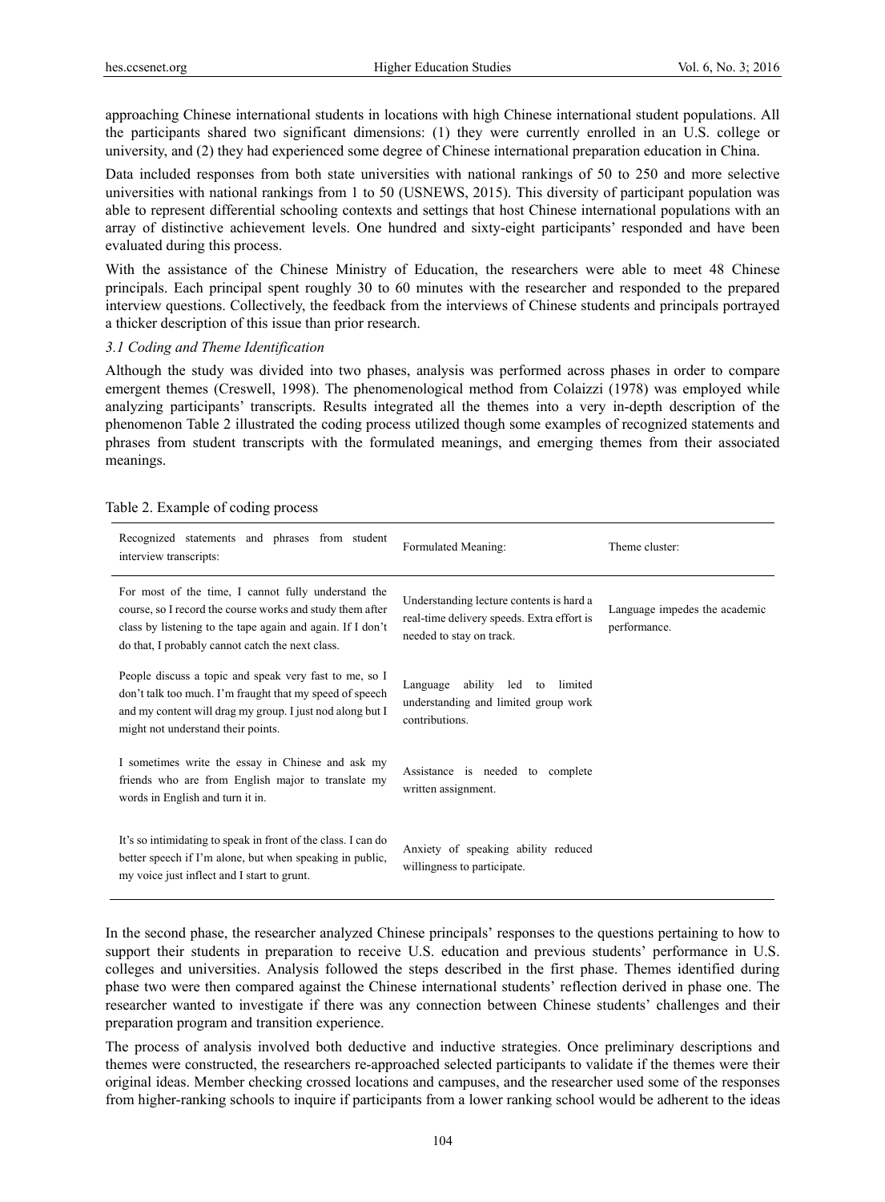approaching Chinese international students in locations with high Chinese international student populations. All the participants shared two significant dimensions: (1) they were currently enrolled in an U.S. college or university, and (2) they had experienced some degree of Chinese international preparation education in China.

Data included responses from both state universities with national rankings of 50 to 250 and more selective universities with national rankings from 1 to 50 (USNEWS, 2015). This diversity of participant population was able to represent differential schooling contexts and settings that host Chinese international populations with an array of distinctive achievement levels. One hundred and sixty-eight participants' responded and have been evaluated during this process.

With the assistance of the Chinese Ministry of Education, the researchers were able to meet 48 Chinese principals. Each principal spent roughly 30 to 60 minutes with the researcher and responded to the prepared interview questions. Collectively, the feedback from the interviews of Chinese students and principals portrayed a thicker description of this issue than prior research.

*3.1 Coding and Theme Identification*

Although the study was divided into two phases, analysis was performed across phases in order to compare emergent themes (Creswell, 1998). The phenomenological method from Colaizzi (1978) was employed while analyzing participants' transcripts. Results integrated all the themes into a very in-depth description of the phenomenon Table 2 illustrated the coding process utilized though some examples of recognized statements and phrases from student transcripts with the formulated meanings, and emerging themes from their associated meanings.

Table 2. Example of coding process

| Recognized statements and phrases from student interview transcripts: | Formulated Meaning: | Theme cluster: |
|---|---|---|
| For most of the time, I cannot fully understand the course, so I record the course works and study them after class by listening to the tape again and again. If I don't do that, I probably cannot catch the next class. | Understanding lecture contents is hard a real-time delivery speeds. Extra effort is needed to stay on track. | Language impedes the academic performance. |
| People discuss a topic and speak very fast to me, so I don't talk too much. I'm fraught that my speed of speech and my content will drag my group. I just nod along but I might not understand their points. | Language ability led to limited understanding and limited group work contributions. | |
| I sometimes write the essay in Chinese and ask my friends who are from English major to translate my words in English and turn it in. | Assistance is needed to complete written assignment. | |
| It's so intimidating to speak in front of the class. I can do better speech if I'm alone, but when speaking in public, my voice just inflect and I start to grunt. | Anxiety of speaking ability reduced willingness to participate. | |

In the second phase, the researcher analyzed Chinese principals' responses to the questions pertaining to how to support their students in preparation to receive U.S. education and previous students' performance in U.S. colleges and universities. Analysis followed the steps described in the first phase. Themes identified during phase two were then compared against the Chinese international students' reflection derived in phase one. The researcher wanted to investigate if there was any connection between Chinese students' challenges and their preparation program and transition experience.

The process of analysis involved both deductive and inductive strategies. Once preliminary descriptions and themes were constructed, the researchers re-approached selected participants to validate if the themes were their original ideas. Member checking crossed locations and campuses, and the researcher used some of the responses from higher-ranking schools to inquire if participants from a lower ranking school would be adherent to the ideas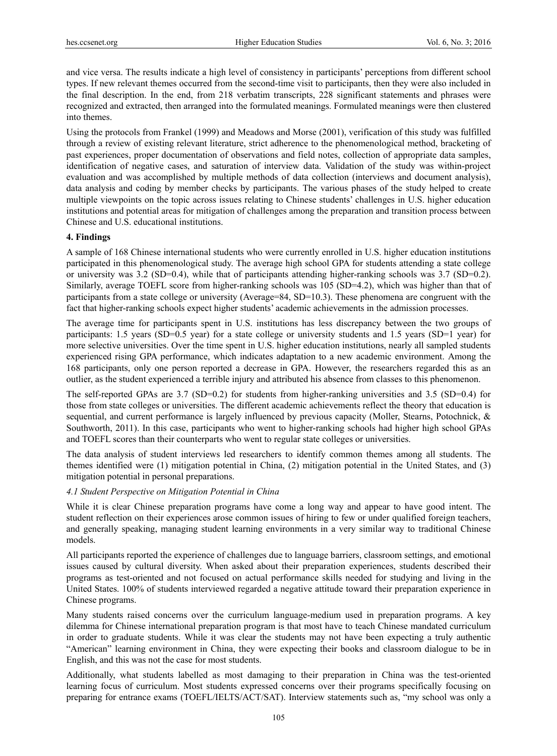and vice versa. The results indicate a high level of consistency in participants' perceptions from different school types. If new relevant themes occurred from the second-time visit to participants, then they were also included in the final description. In the end, from 218 verbatim transcripts, 228 significant statements and phrases were recognized and extracted, then arranged into the formulated meanings. Formulated meanings were then clustered into themes.

Using the protocols from Frankel (1999) and Meadows and Morse (2001), verification of this study was fulfilled through a review of existing relevant literature, strict adherence to the phenomenological method, bracketing of past experiences, proper documentation of observations and field notes, collection of appropriate data samples, identification of negative cases, and saturation of interview data. Validation of the study was within-project evaluation and was accomplished by multiple methods of data collection (interviews and document analysis), data analysis and coding by member checks by participants. The various phases of the study helped to create multiple viewpoints on the topic across issues relating to Chinese students' challenges in U.S. higher education institutions and potential areas for mitigation of challenges among the preparation and transition process between Chinese and U.S. educational institutions.

## 4. Findings

A sample of 168 Chinese international students who were currently enrolled in U.S. higher education institutions participated in this phenomenological study. The average high school GPA for students attending a state college or university was 3.2 (SD=0.4), while that of participants attending higher-ranking schools was 3.7 (SD=0.2). Similarly, average TOEFL score from higher-ranking schools was 105 (SD=4.2), which was higher than that of participants from a state college or university (Average=84, SD=10.3). These phenomena are congruent with the fact that higher-ranking schools expect higher students' academic achievements in the admission processes.

The average time for participants spent in U.S. institutions has less discrepancy between the two groups of participants: 1.5 years (SD=0.5 year) for a state college or university students and 1.5 years (SD=1 year) for more selective universities. Over the time spent in U.S. higher education institutions, nearly all sampled students experienced rising GPA performance, which indicates adaptation to a new academic environment. Among the 168 participants, only one person reported a decrease in GPA. However, the researchers regarded this as an outlier, as the student experienced a terrible injury and attributed his absence from classes to this phenomenon.

The self-reported GPAs are 3.7 (SD=0.2) for students from higher-ranking universities and 3.5 (SD=0.4) for those from state colleges or universities. The different academic achievements reflect the theory that education is sequential, and current performance is largely influenced by previous capacity (Moller, Stearns, Potochnick, & Southworth, 2011). In this case, participants who went to higher-ranking schools had higher high school GPAs and TOEFL scores than their counterparts who went to regular state colleges or universities.

The data analysis of student interviews led researchers to identify common themes among all students. The themes identified were (1) mitigation potential in China, (2) mitigation potential in the United States, and (3) mitigation potential in personal preparations.

### *4.1 Student Perspective on Mitigation Potential in China*

While it is clear Chinese preparation programs have come a long way and appear to have good intent. The student reflection on their experiences arose common issues of hiring to few or under qualified foreign teachers, and generally speaking, managing student learning environments in a very similar way to traditional Chinese models.

All participants reported the experience of challenges due to language barriers, classroom settings, and emotional issues caused by cultural diversity. When asked about their preparation experiences, students described their programs as test-oriented and not focused on actual performance skills needed for studying and living in the United States. 100% of students interviewed regarded a negative attitude toward their preparation experience in Chinese programs.

Many students raised concerns over the curriculum language-medium used in preparation programs. A key dilemma for Chinese international preparation program is that most have to teach Chinese mandated curriculum in order to graduate students. While it was clear the students may not have been expecting a truly authentic "American" learning environment in China, they were expecting their books and classroom dialogue to be in English, and this was not the case for most students.

Additionally, what students labelled as most damaging to their preparation in China was the test-oriented learning focus of curriculum. Most students expressed concerns over their programs specifically focusing on preparing for entrance exams (TOEFL/IELTS/ACT/SAT). Interview statements such as, "my school was only a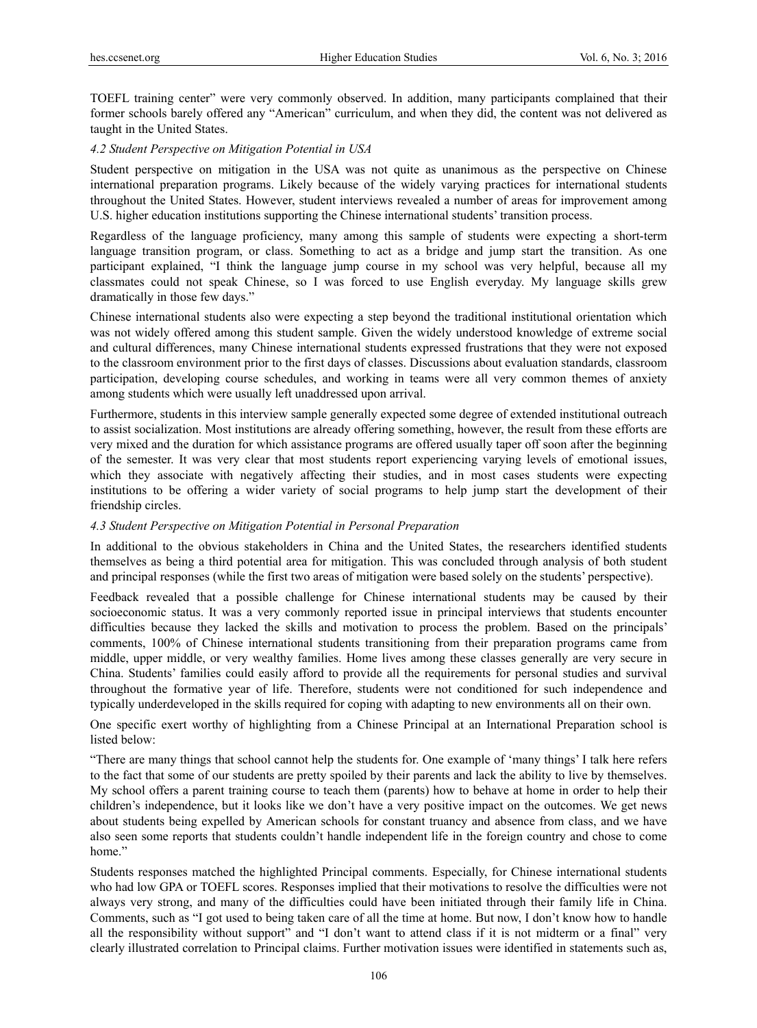TOEFL training center" were very commonly observed. In addition, many participants complained that their former schools barely offered any "American" curriculum, and when they did, the content was not delivered as taught in the United States.

### *4.2 Student Perspective on Mitigation Potential in USA*

Student perspective on mitigation in the USA was not quite as unanimous as the perspective on Chinese international preparation programs. Likely because of the widely varying practices for international students throughout the United States. However, student interviews revealed a number of areas for improvement among U.S. higher education institutions supporting the Chinese international students' transition process.

Regardless of the language proficiency, many among this sample of students were expecting a short-term language transition program, or class. Something to act as a bridge and jump start the transition. As one participant explained, "I think the language jump course in my school was very helpful, because all my classmates could not speak Chinese, so I was forced to use English everyday. My language skills grew dramatically in those few days."

Chinese international students also were expecting a step beyond the traditional institutional orientation which was not widely offered among this student sample. Given the widely understood knowledge of extreme social and cultural differences, many Chinese international students expressed frustrations that they were not exposed to the classroom environment prior to the first days of classes. Discussions about evaluation standards, classroom participation, developing course schedules, and working in teams were all very common themes of anxiety among students which were usually left unaddressed upon arrival.

Furthermore, students in this interview sample generally expected some degree of extended institutional outreach to assist socialization. Most institutions are already offering something, however, the result from these efforts are very mixed and the duration for which assistance programs are offered usually taper off soon after the beginning of the semester. It was very clear that most students report experiencing varying levels of emotional issues, which they associate with negatively affecting their studies, and in most cases students were expecting institutions to be offering a wider variety of social programs to help jump start the development of their friendship circles.

### *4.3 Student Perspective on Mitigation Potential in Personal Preparation*

In additional to the obvious stakeholders in China and the United States, the researchers identified students themselves as being a third potential area for mitigation. This was concluded through analysis of both student and principal responses (while the first two areas of mitigation were based solely on the students' perspective).

Feedback revealed that a possible challenge for Chinese international students may be caused by their socioeconomic status. It was a very commonly reported issue in principal interviews that students encounter difficulties because they lacked the skills and motivation to process the problem. Based on the principals' comments, 100% of Chinese international students transitioning from their preparation programs came from middle, upper middle, or very wealthy families. Home lives among these classes generally are very secure in China. Students' families could easily afford to provide all the requirements for personal studies and survival throughout the formative year of life. Therefore, students were not conditioned for such independence and typically underdeveloped in the skills required for coping with adapting to new environments all on their own.

One specific exert worthy of highlighting from a Chinese Principal at an International Preparation school is listed below:

"There are many things that school cannot help the students for. One example of 'many things' I talk here refers to the fact that some of our students are pretty spoiled by their parents and lack the ability to live by themselves. My school offers a parent training course to teach them (parents) how to behave at home in order to help their children's independence, but it looks like we don't have a very positive impact on the outcomes. We get news about students being expelled by American schools for constant truancy and absence from class, and we have also seen some reports that students couldn't handle independent life in the foreign country and chose to come home."

Students responses matched the highlighted Principal comments. Especially, for Chinese international students who had low GPA or TOEFL scores. Responses implied that their motivations to resolve the difficulties were not always very strong, and many of the difficulties could have been initiated through their family life in China. Comments, such as "I got used to being taken care of all the time at home. But now, I don't know how to handle all the responsibility without support" and "I don't want to attend class if it is not midterm or a final" very clearly illustrated correlation to Principal claims. Further motivation issues were identified in statements such as,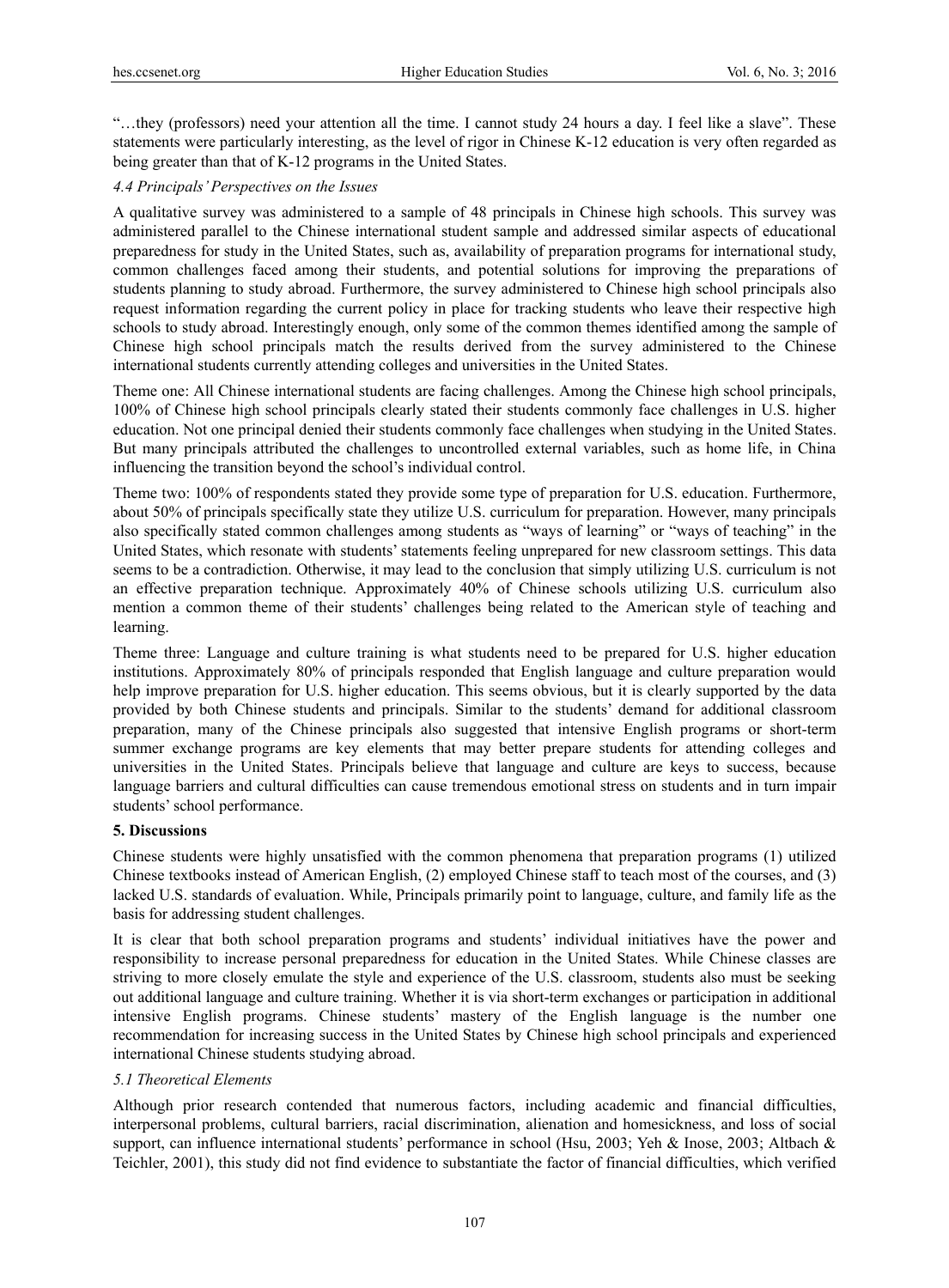"…they (professors) need your attention all the time. I cannot study 24 hours a day. I feel like a slave". These statements were particularly interesting, as the level of rigor in Chinese K-12 education is very often regarded as being greater than that of K-12 programs in the United States.

### *4.4 Principals' Perspectives on the Issues*

A qualitative survey was administered to a sample of 48 principals in Chinese high schools. This survey was administered parallel to the Chinese international student sample and addressed similar aspects of educational preparedness for study in the United States, such as, availability of preparation programs for international study, common challenges faced among their students, and potential solutions for improving the preparations of students planning to study abroad. Furthermore, the survey administered to Chinese high school principals also request information regarding the current policy in place for tracking students who leave their respective high schools to study abroad. Interestingly enough, only some of the common themes identified among the sample of Chinese high school principals match the results derived from the survey administered to the Chinese international students currently attending colleges and universities in the United States.

Theme one: All Chinese international students are facing challenges. Among the Chinese high school principals, 100% of Chinese high school principals clearly stated their students commonly face challenges in U.S. higher education. Not one principal denied their students commonly face challenges when studying in the United States. But many principals attributed the challenges to uncontrolled external variables, such as home life, in China influencing the transition beyond the school's individual control.

Theme two: 100% of respondents stated they provide some type of preparation for U.S. education. Furthermore, about 50% of principals specifically state they utilize U.S. curriculum for preparation. However, many principals also specifically stated common challenges among students as "ways of learning" or "ways of teaching" in the United States, which resonate with students' statements feeling unprepared for new classroom settings. This data seems to be a contradiction. Otherwise, it may lead to the conclusion that simply utilizing U.S. curriculum is not an effective preparation technique. Approximately 40% of Chinese schools utilizing U.S. curriculum also mention a common theme of their students' challenges being related to the American style of teaching and learning.

Theme three: Language and culture training is what students need to be prepared for U.S. higher education institutions. Approximately 80% of principals responded that English language and culture preparation would help improve preparation for U.S. higher education. This seems obvious, but it is clearly supported by the data provided by both Chinese students and principals. Similar to the students' demand for additional classroom preparation, many of the Chinese principals also suggested that intensive English programs or short-term summer exchange programs are key elements that may better prepare students for attending colleges and universities in the United States. Principals believe that language and culture are keys to success, because language barriers and cultural difficulties can cause tremendous emotional stress on students and in turn impair students' school performance.

## 5. Discussions

Chinese students were highly unsatisfied with the common phenomena that preparation programs (1) utilized Chinese textbooks instead of American English, (2) employed Chinese staff to teach most of the courses, and (3) lacked U.S. standards of evaluation. While, Principals primarily point to language, culture, and family life as the basis for addressing student challenges.

It is clear that both school preparation programs and students' individual initiatives have the power and responsibility to increase personal preparedness for education in the United States. While Chinese classes are striving to more closely emulate the style and experience of the U.S. classroom, students also must be seeking out additional language and culture training. Whether it is via short-term exchanges or participation in additional intensive English programs. Chinese students' mastery of the English language is the number one recommendation for increasing success in the United States by Chinese high school principals and experienced international Chinese students studying abroad.

### *5.1 Theoretical Elements*

Although prior research contended that numerous factors, including academic and financial difficulties, interpersonal problems, cultural barriers, racial discrimination, alienation and homesickness, and loss of social support, can influence international students' performance in school (Hsu, 2003; Yeh & Inose, 2003; Altbach & Teichler, 2001), this study did not find evidence to substantiate the factor of financial difficulties, which verified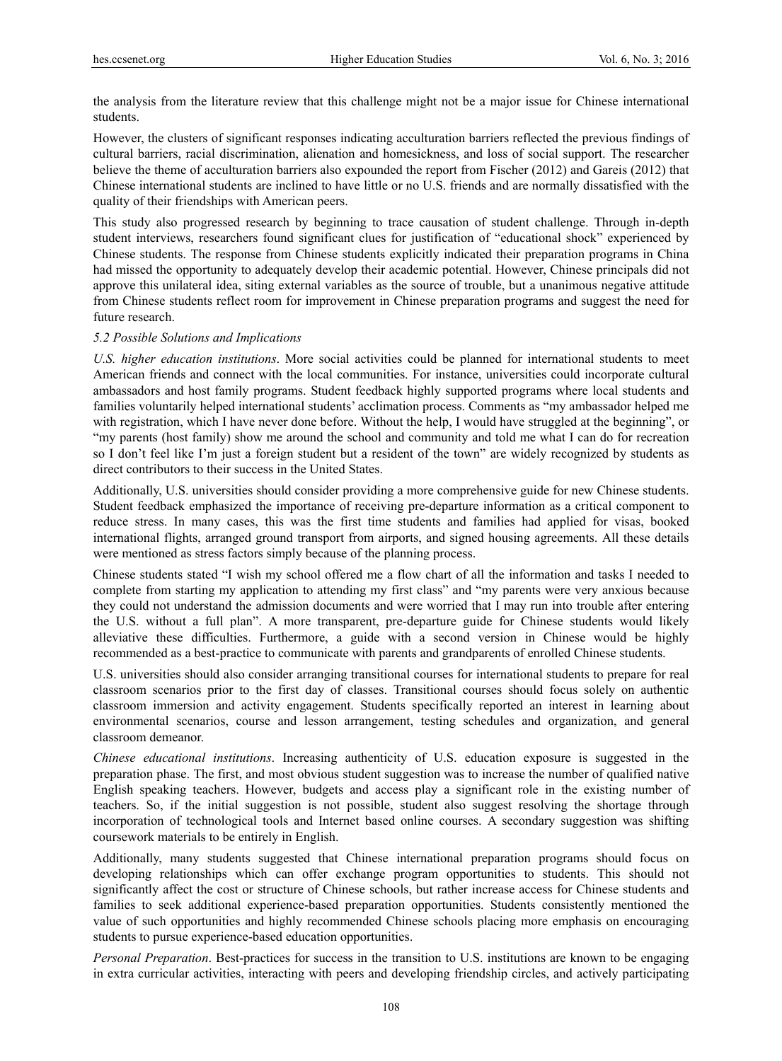the analysis from the literature review that this challenge might not be a major issue for Chinese international students.

However, the clusters of significant responses indicating acculturation barriers reflected the previous findings of cultural barriers, racial discrimination, alienation and homesickness, and loss of social support. The researcher believe the theme of acculturation barriers also expounded the report from Fischer (2012) and Gareis (2012) that Chinese international students are inclined to have little or no U.S. friends and are normally dissatisfied with the quality of their friendships with American peers.

This study also progressed research by beginning to trace causation of student challenge. Through in-depth student interviews, researchers found significant clues for justification of "educational shock" experienced by Chinese students. The response from Chinese students explicitly indicated their preparation programs in China had missed the opportunity to adequately develop their academic potential. However, Chinese principals did not approve this unilateral idea, siting external variables as the source of trouble, but a unanimous negative attitude from Chinese students reflect room for improvement in Chinese preparation programs and suggest the need for future research.

### 5.2 Possible Solutions and Implications

*U.S. higher education institutions*. More social activities could be planned for international students to meet American friends and connect with the local communities. For instance, universities could incorporate cultural ambassadors and host family programs. Student feedback highly supported programs where local students and families voluntarily helped international students' acclimation process. Comments as "my ambassador helped me with registration, which I have never done before. Without the help, I would have struggled at the beginning", or "my parents (host family) show me around the school and community and told me what I can do for recreation so I don't feel like I'm just a foreign student but a resident of the town" are widely recognized by students as direct contributors to their success in the United States.

Additionally, U.S. universities should consider providing a more comprehensive guide for new Chinese students. Student feedback emphasized the importance of receiving pre-departure information as a critical component to reduce stress. In many cases, this was the first time students and families had applied for visas, booked international flights, arranged ground transport from airports, and signed housing agreements. All these details were mentioned as stress factors simply because of the planning process.

Chinese students stated "I wish my school offered me a flow chart of all the information and tasks I needed to complete from starting my application to attending my first class" and "my parents were very anxious because they could not understand the admission documents and were worried that I may run into trouble after entering the U.S. without a full plan". A more transparent, pre-departure guide for Chinese students would likely alleviative these difficulties. Furthermore, a guide with a second version in Chinese would be highly recommended as a best-practice to communicate with parents and grandparents of enrolled Chinese students.

U.S. universities should also consider arranging transitional courses for international students to prepare for real classroom scenarios prior to the first day of classes. Transitional courses should focus solely on authentic classroom immersion and activity engagement. Students specifically reported an interest in learning about environmental scenarios, course and lesson arrangement, testing schedules and organization, and general classroom demeanor.

*Chinese educational institutions*. Increasing authenticity of U.S. education exposure is suggested in the preparation phase. The first, and most obvious student suggestion was to increase the number of qualified native English speaking teachers. However, budgets and access play a significant role in the existing number of teachers. So, if the initial suggestion is not possible, student also suggest resolving the shortage through incorporation of technological tools and Internet based online courses. A secondary suggestion was shifting coursework materials to be entirely in English.

Additionally, many students suggested that Chinese international preparation programs should focus on developing relationships which can offer exchange program opportunities to students. This should not significantly affect the cost or structure of Chinese schools, but rather increase access for Chinese students and families to seek additional experience-based preparation opportunities. Students consistently mentioned the value of such opportunities and highly recommended Chinese schools placing more emphasis on encouraging students to pursue experience-based education opportunities.

*Personal Preparation*. Best-practices for success in the transition to U.S. institutions are known to be engaging in extra curricular activities, interacting with peers and developing friendship circles, and actively participating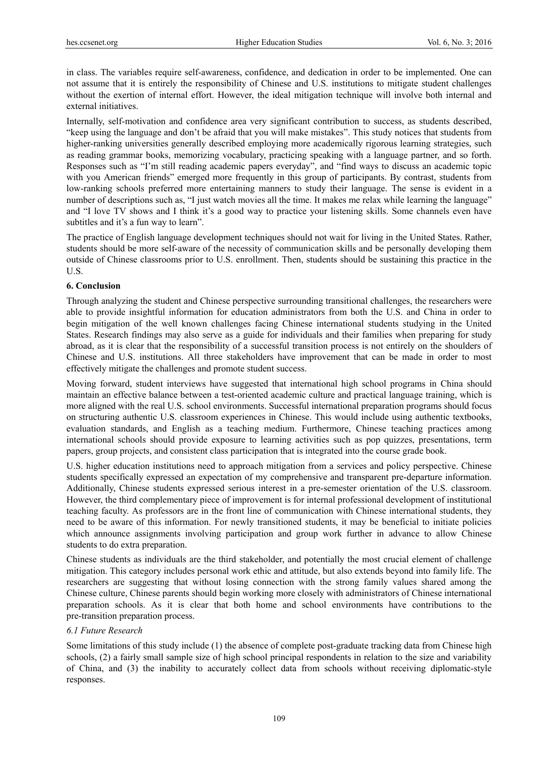in class. The variables require self-awareness, confidence, and dedication in order to be implemented. One can not assume that it is entirely the responsibility of Chinese and U.S. institutions to mitigate student challenges without the exertion of internal effort. However, the ideal mitigation technique will involve both internal and external initiatives.

Internally, self-motivation and confidence area very significant contribution to success, as students described, "keep using the language and don't be afraid that you will make mistakes". This study notices that students from higher-ranking universities generally described employing more academically rigorous learning strategies, such as reading grammar books, memorizing vocabulary, practicing speaking with a language partner, and so forth. Responses such as "I'm still reading academic papers everyday", and "find ways to discuss an academic topic with you American friends" emerged more frequently in this group of participants. By contrast, students from low-ranking schools preferred more entertaining manners to study their language. The sense is evident in a number of descriptions such as, "I just watch movies all the time. It makes me relax while learning the language" and "I love TV shows and I think it's a good way to practice your listening skills. Some channels even have subtitles and it's a fun way to learn".

The practice of English language development techniques should not wait for living in the United States. Rather, students should be more self-aware of the necessity of communication skills and be personally developing them outside of Chinese classrooms prior to U.S. enrollment. Then, students should be sustaining this practice in the U.S.

## 6. Conclusion

Through analyzing the student and Chinese perspective surrounding transitional challenges, the researchers were able to provide insightful information for education administrators from both the U.S. and China in order to begin mitigation of the well known challenges facing Chinese international students studying in the United States. Research findings may also serve as a guide for individuals and their families when preparing for study abroad, as it is clear that the responsibility of a successful transition process is not entirely on the shoulders of Chinese and U.S. institutions. All three stakeholders have improvement that can be made in order to most effectively mitigate the challenges and promote student success.

Moving forward, student interviews have suggested that international high school programs in China should maintain an effective balance between a test-oriented academic culture and practical language training, which is more aligned with the real U.S. school environments. Successful international preparation programs should focus on structuring authentic U.S. classroom experiences in Chinese. This would include using authentic textbooks, evaluation standards, and English as a teaching medium. Furthermore, Chinese teaching practices among international schools should provide exposure to learning activities such as pop quizzes, presentations, term papers, group projects, and consistent class participation that is integrated into the course grade book.

U.S. higher education institutions need to approach mitigation from a services and policy perspective. Chinese students specifically expressed an expectation of my comprehensive and transparent pre-departure information. Additionally, Chinese students expressed serious interest in a pre-semester orientation of the U.S. classroom. However, the third complementary piece of improvement is for internal professional development of institutional teaching faculty. As professors are in the front line of communication with Chinese international students, they need to be aware of this information. For newly transitioned students, it may be beneficial to initiate policies which announce assignments involving participation and group work further in advance to allow Chinese students to do extra preparation.

Chinese students as individuals are the third stakeholder, and potentially the most crucial element of challenge mitigation. This category includes personal work ethic and attitude, but also extends beyond into family life. The researchers are suggesting that without losing connection with the strong family values shared among the Chinese culture, Chinese parents should begin working more closely with administrators of Chinese international preparation schools. As it is clear that both home and school environments have contributions to the pre-transition preparation process.

### *6.1 Future Research*

Some limitations of this study include (1) the absence of complete post-graduate tracking data from Chinese high schools, (2) a fairly small sample size of high school principal respondents in relation to the size and variability of China, and (3) the inability to accurately collect data from schools without receiving diplomatic-style responses.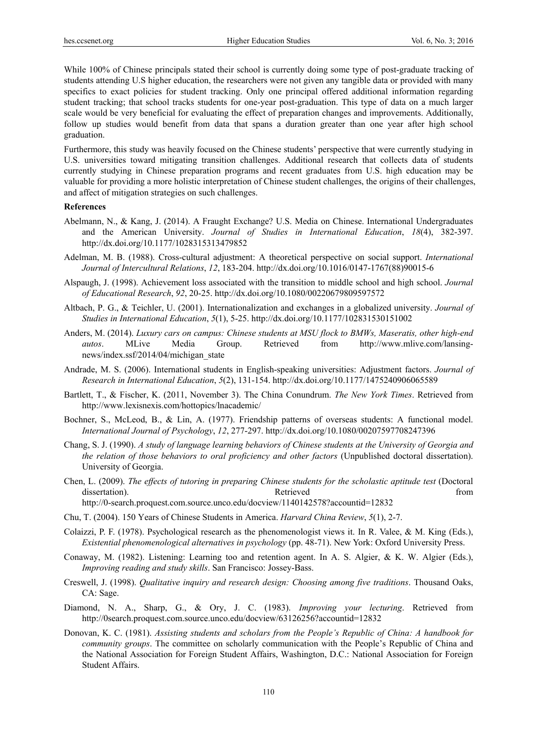While 100% of Chinese principals stated their school is currently doing some type of post-graduate tracking of students attending U.S higher education, the researchers were not given any tangible data or provided with many specifics to exact policies for student tracking. Only one principal offered additional information regarding student tracking; that school tracks students for one-year post-graduation. This type of data on a much larger scale would be very beneficial for evaluating the effect of preparation changes and improvements. Additionally, follow up studies would benefit from data that spans a duration greater than one year after high school graduation.

Furthermore, this study was heavily focused on the Chinese students' perspective that were currently studying in U.S. universities toward mitigating transition challenges. Additional research that collects data of students currently studying in Chinese preparation programs and recent graduates from U.S. high education may be valuable for providing a more holistic interpretation of Chinese student challenges, the origins of their challenges, and affect of mitigation strategies on such challenges.

**References**

Abelmann, N., & Kang, J. (2014). A Fraught Exchange? U.S. Media on Chinese. International Undergraduates and the American University. *Journal of Studies in International Education*, *18*(4), 382-397. http://dx.doi.org/10.1177/1028315313479852

Adelman, M. B. (1988). Cross-cultural adjustment: A theoretical perspective on social support. *International Journal of Intercultural Relations*, *12*, 183-204. http://dx.doi.org/10.1016/0147-1767(88)90015-6

Alspaugh, J. (1998). Achievement loss associated with the transition to middle school and high school. *Journal of Educational Research*, *92*, 20-25. http://dx.doi.org/10.1080/00220679809597572

Altbach, P. G., & Teichler, U. (2001). Internationalization and exchanges in a globalized university. *Journal of Studies in International Education*, *5*(1), 5-25. http://dx.doi.org/10.1177/102831530151002

Anders, M. (2014). *Luxury cars on campus: Chinese students at MSU flock to BMWs, Maseratis, other high-end autos*. MLive Media Group. Retrieved from http://www.mlive.com/lansing-news/index.ssf/2014/04/michigan_state

Andrade, M. S. (2006). International students in English-speaking universities: Adjustment factors. *Journal of Research in International Education*, *5*(2), 131-154. http://dx.doi.org/10.1177/1475240906065589

Bartlett, T., & Fischer, K. (2011, November 3). The China Conundrum. *The New York Times*. Retrieved from http://www.lexisnexis.com/hottopics/lnacademic/

Bochner, S., McLeod, B., & Lin, A. (1977). Friendship patterns of overseas students: A functional model. *International Journal of Psychology*, *12*, 277-297. http://dx.doi.org/10.1080/00207597708247396

Chang, S. J. (1990). *A study of language learning behaviors of Chinese students at the University of Georgia and the relation of those behaviors to oral proficiency and other factors* (Unpublished doctoral dissertation). University of Georgia.

Chen, L. (2009). *The effects of tutoring in preparing Chinese students for the scholastic aptitude test* (Doctoral dissertation). Retrieved from http://0-search.proquest.com.source.unco.edu/docview/1140142578?accountid=12832

Chu, T. (2004). 150 Years of Chinese Students in America. *Harvard China Review*, *5*(1), 2-7.

Colaizzi, P. F. (1978). Psychological research as the phenomenologist views it. In R. Valee, & M. King (Eds.), *Existential phenomenological alternatives in psychology* (pp. 48-71). New York: Oxford University Press.

Conaway, M. (1982). Listening: Learning too and retention agent. In A. S. Algier, & K. W. Algier (Eds.), *Improving reading and study skills*. San Francisco: Jossey-Bass.

Creswell, J. (1998). *Qualitative inquiry and research design: Choosing among five traditions*. Thousand Oaks, CA: Sage.

Diamond, N. A., Sharp, G., & Ory, J. C. (1983). *Improving your lecturing*. Retrieved from http://0search.proquest.com.source.unco.edu/docview/63126256?accountid=12832

Donovan, K. C. (1981). *Assisting students and scholars from the People's Republic of China: A handbook for community groups*. The committee on scholarly communication with the People's Republic of China and the National Association for Foreign Student Affairs, Washington, D.C.: National Association for Foreign Student Affairs.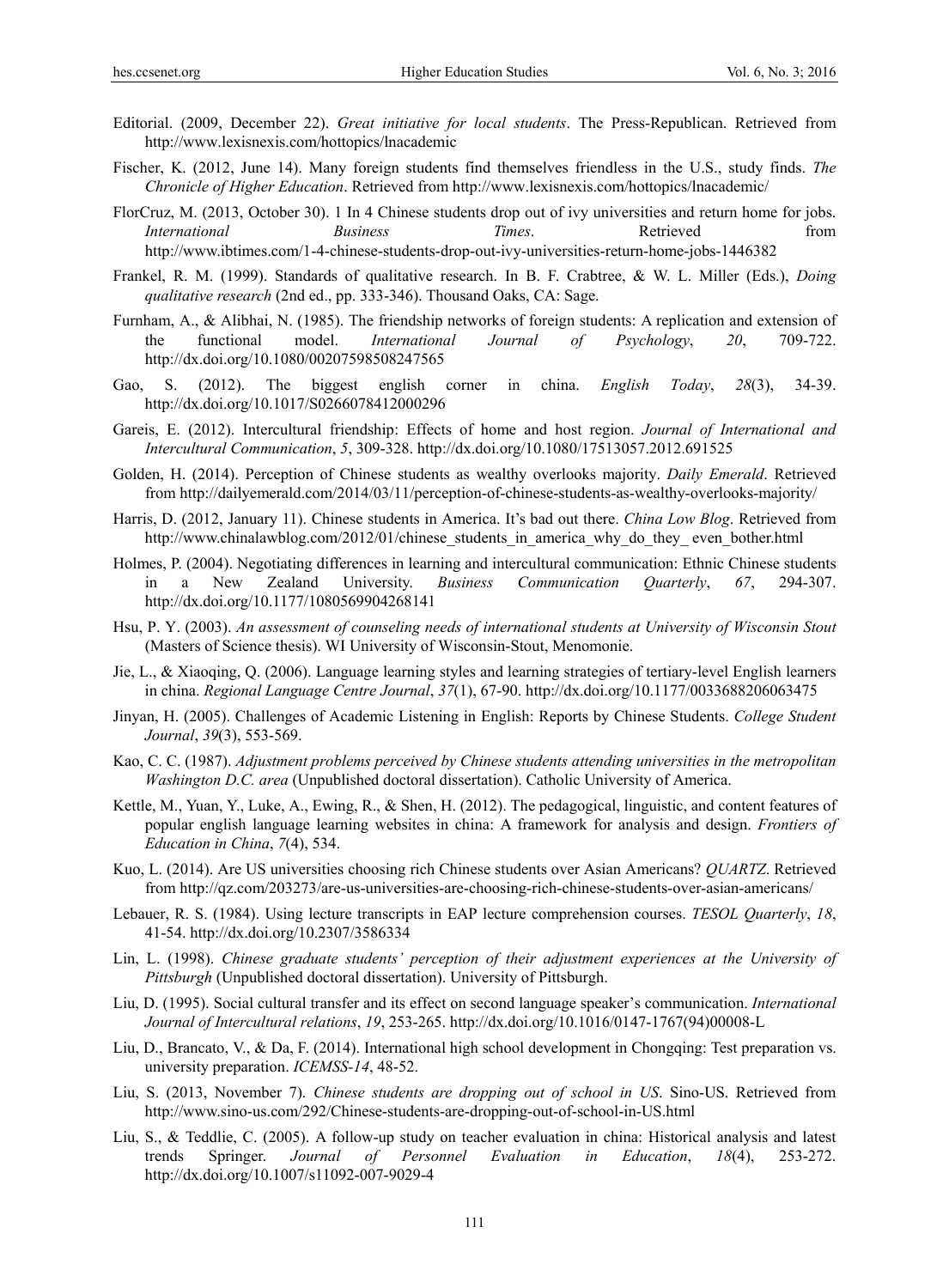Editorial. (2009, December 22). *Great initiative for local students*. The Press-Republican. Retrieved from http://www.lexisnexis.com/hottopics/lnacademic

Fischer, K. (2012, June 14). Many foreign students find themselves friendless in the U.S., study finds. *The Chronicle of Higher Education*. Retrieved from http://www.lexisnexis.com/hottopics/lnacademic/

FlorCruz, M. (2013, October 30). 1 In 4 Chinese students drop out of ivy universities and return home for jobs. *International Business Times*. Retrieved from http://www.ibtimes.com/1-4-chinese-students-drop-out-ivy-universities-return-home-jobs-1446382

Frankel, R. M. (1999). Standards of qualitative research. In B. F. Crabtree, & W. L. Miller (Eds.), *Doing qualitative research* (2nd ed., pp. 333-346). Thousand Oaks, CA: Sage.

Furnham, A., & Alibhai, N. (1985). The friendship networks of foreign students: A replication and extension of the functional model. *International Journal of Psychology*, *20*, 709-722. http://dx.doi.org/10.1080/00207598508247565

Gao, S. (2012). The biggest english corner in china. *English Today*, *28*(3), 34-39. http://dx.doi.org/10.1017/S0266078412000296

Gareis, E. (2012). Intercultural friendship: Effects of home and host region. *Journal of International and Intercultural Communication*, *5*, 309-328. http://dx.doi.org/10.1080/17513057.2012.691525

Golden, H. (2014). Perception of Chinese students as wealthy overlooks majority. *Daily Emerald*. Retrieved from http://dailyemerald.com/2014/03/11/perception-of-chinese-students-as-wealthy-overlooks-majority/

Harris, D. (2012, January 11). Chinese students in America. It's bad out there. *China Low Blog*. Retrieved from http://www.chinalawblog.com/2012/01/chinese_students_in_america_why_do_they_ even_bother.html

Holmes, P. (2004). Negotiating differences in learning and intercultural communication: Ethnic Chinese students in a New Zealand University. *Business Communication Quarterly*, *67*, 294-307. http://dx.doi.org/10.1177/1080569904268141

Hsu, P. Y. (2003). *An assessment of counseling needs of international students at University of Wisconsin Stout* (Masters of Science thesis). WI University of Wisconsin-Stout, Menomonie.

Jie, L., & Xiaoqing, Q. (2006). Language learning styles and learning strategies of tertiary-level English learners in china. *Regional Language Centre Journal*, *37*(1), 67-90. http://dx.doi.org/10.1177/0033688206063475

Jinyan, H. (2005). Challenges of Academic Listening in English: Reports by Chinese Students. *College Student Journal*, *39*(3), 553-569.

Kao, C. C. (1987). *Adjustment problems perceived by Chinese students attending universities in the metropolitan Washington D.C. area* (Unpublished doctoral dissertation). Catholic University of America.

Kettle, M., Yuan, Y., Luke, A., Ewing, R., & Shen, H. (2012). The pedagogical, linguistic, and content features of popular english language learning websites in china: A framework for analysis and design. *Frontiers of Education in China*, *7*(4), 534.

Kuo, L. (2014). Are US universities choosing rich Chinese students over Asian Americans? *QUARTZ*. Retrieved from http://qz.com/203273/are-us-universities-are-choosing-rich-chinese-students-over-asian-americans/

Lebauer, R. S. (1984). Using lecture transcripts in EAP lecture comprehension courses. *TESOL Quarterly*, *18*, 41-54. http://dx.doi.org/10.2307/3586334

Lin, L. (1998). *Chinese graduate students' perception of their adjustment experiences at the University of Pittsburgh* (Unpublished doctoral dissertation). University of Pittsburgh.

Liu, D. (1995). Social cultural transfer and its effect on second language speaker's communication. *International Journal of Intercultural relations*, *19*, 253-265. http://dx.doi.org/10.1016/0147-1767(94)00008-L

Liu, D., Brancato, V., & Da, F. (2014). International high school development in Chongqing: Test preparation vs. university preparation. *ICEMSS-14*, 48-52.

Liu, S. (2013, November 7). *Chinese students are dropping out of school in US*. Sino-US. Retrieved from http://www.sino-us.com/292/Chinese-students-are-dropping-out-of-school-in-US.html

Liu, S., & Teddlie, C. (2005). A follow-up study on teacher evaluation in china: Historical analysis and latest trends Springer. *Journal of Personnel Evaluation in Education*, *18*(4), 253-272. http://dx.doi.org/10.1007/s11092-007-9029-4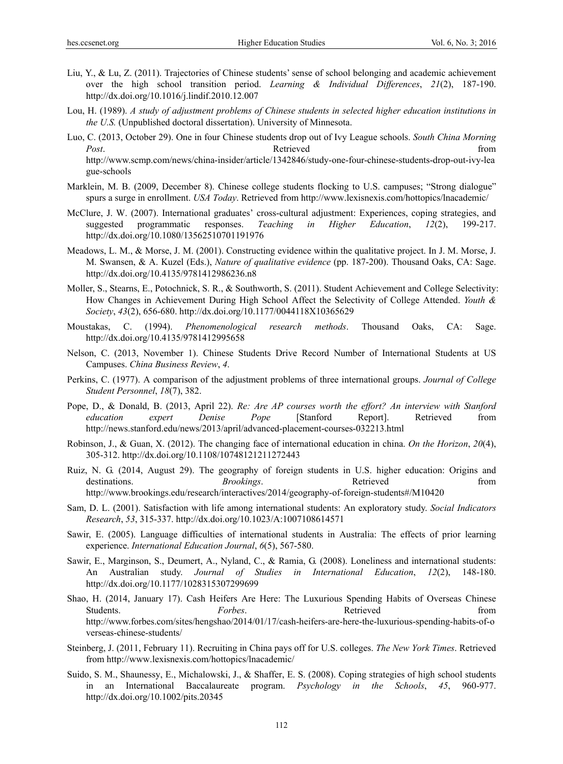Liu, Y., & Lu, Z. (2011). Trajectories of Chinese students' sense of school belonging and academic achievement over the high school transition period. *Learning & Individual Differences*, *21*(2), 187-190. http://dx.doi.org/10.1016/j.lindif.2010.12.007

Lou, H. (1989). *A study of adjustment problems of Chinese students in selected higher education institutions in the U.S.* (Unpublished doctoral dissertation). University of Minnesota.

Luo, C. (2013, October 29). One in four Chinese students drop out of Ivy League schools. *South China Morning Post*. Retrieved from http://www.scmp.com/news/china-insider/article/1342846/study-one-four-chinese-students-drop-out-ivy-league-schools

Marklein, M. B. (2009, December 8). Chinese college students flocking to U.S. campuses; "Strong dialogue" spurs a surge in enrollment. *USA Today*. Retrieved from http://www.lexisnexis.com/hottopics/lnacademic/

McClure, J. W. (2007). International graduates' cross-cultural adjustment: Experiences, coping strategies, and suggested programmatic responses. *Teaching in Higher Education*, *12*(2), 199-217. http://dx.doi.org/10.1080/13562510701191976

Meadows, L. M., & Morse, J. M. (2001). Constructing evidence within the qualitative project. In J. M. Morse, J. M. Swansen, & A. Kuzel (Eds.), *Nature of qualitative evidence* (pp. 187-200). Thousand Oaks, CA: Sage. http://dx.doi.org/10.4135/9781412986236.n8

Moller, S., Stearns, E., Potochnick, S. R., & Southworth, S. (2011). Student Achievement and College Selectivity: How Changes in Achievement During High School Affect the Selectivity of College Attended. *Youth & Society*, *43*(2), 656-680. http://dx.doi.org/10.1177/0044118X10365629

Moustakas, C. (1994). *Phenomenological research methods*. Thousand Oaks, CA: Sage. http://dx.doi.org/10.4135/9781412995658

Nelson, C. (2013, November 1). Chinese Students Drive Record Number of International Students at US Campuses. *China Business Review*, *4*.

Perkins, C. (1977). A comparison of the adjustment problems of three international groups. *Journal of College Student Personnel*, *18*(7), 382.

Pope, D., & Donald, B. (2013, April 22). *Re: Are AP courses worth the effort? An interview with Stanford education expert Denise Pope* [Stanford Report]. Retrieved from http://news.stanford.edu/news/2013/april/advanced-placement-courses-032213.html

Robinson, J., & Guan, X. (2012). The changing face of international education in china. *On the Horizon*, *20*(4), 305-312. http://dx.doi.org/10.1108/10748121211272443

Ruiz, N. G. (2014, August 29). The geography of foreign students in U.S. higher education: Origins and destinations. *Brookings*. Retrieved from http://www.brookings.edu/research/interactives/2014/geography-of-foreign-students#/M10420

Sam, D. L. (2001). Satisfaction with life among international students: An exploratory study. *Social Indicators Research*, *53*, 315-337. http://dx.doi.org/10.1023/A:1007108614571

Sawir, E. (2005). Language difficulties of international students in Australia: The effects of prior learning experience. *International Education Journal*, *6*(5), 567-580.

Sawir, E., Marginson, S., Deumert, A., Nyland, C., & Ramia, G. (2008). Loneliness and international students: An Australian study. *Journal of Studies in International Education*, *12*(2), 148-180. http://dx.doi.org/10.1177/1028315307299699

Shao, H. (2014, January 17). Cash Heifers Are Here: The Luxurious Spending Habits of Overseas Chinese Students. *Forbes*. Retrieved from http://www.forbes.com/sites/hengshao/2014/01/17/cash-heifers-are-here-the-luxurious-spending-habits-of-overseas-chinese-students/

Steinberg, J. (2011, February 11). Recruiting in China pays off for U.S. colleges. *The New York Times*. Retrieved from http://www.lexisnexis.com/hottopics/lnacademic/

Suido, S. M., Shaunessy, E., Michalowski, J., & Shaffer, E. S. (2008). Coping strategies of high school students in an International Baccalaureate program. *Psychology in the Schools*, *45*, 960-977. http://dx.doi.org/10.1002/pits.20345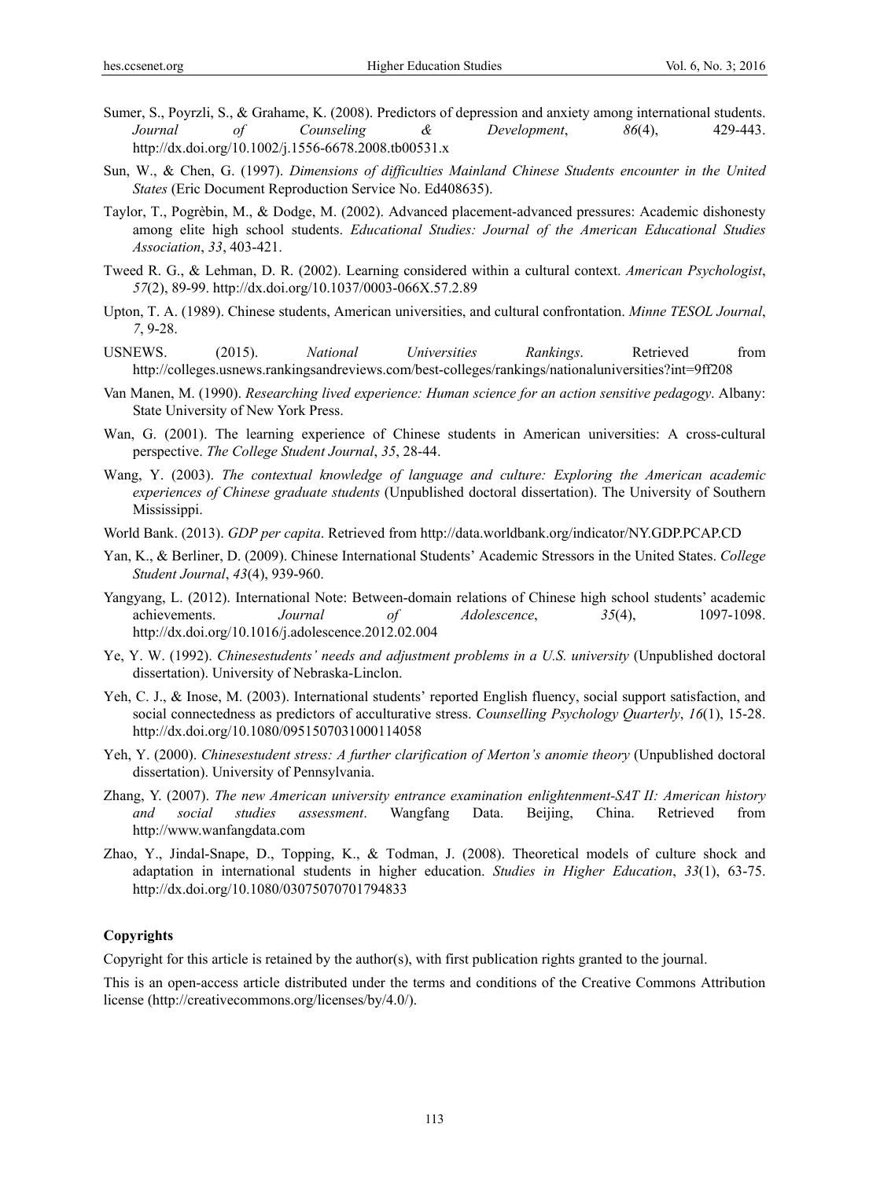Sumer, S., Poyrzli, S., & Grahame, K. (2008). Predictors of depression and anxiety among international students. *Journal of Counseling & Development*, *86*(4), 429-443. http://dx.doi.org/10.1002/j.1556-6678.2008.tb00531.x

Sun, W., & Chen, G. (1997). *Dimensions of difficulties Mainland Chinese Students encounter in the United States* (Eric Document Reproduction Service No. Ed408635).

Taylor, T., Pogrèbin, M., & Dodge, M. (2002). Advanced placement-advanced pressures: Academic dishonesty among elite high school students. *Educational Studies: Journal of the American Educational Studies Association*, *33*, 403-421.

Tweed R. G., & Lehman, D. R. (2002). Learning considered within a cultural context. *American Psychologist*, *57*(2), 89-99. http://dx.doi.org/10.1037/0003-066X.57.2.89

Upton, T. A. (1989). Chinese students, American universities, and cultural confrontation. *Minne TESOL Journal*, *7*, 9-28.

USNEWS. (2015). *National Universities Rankings*. Retrieved from http://colleges.usnews.rankingsandreviews.com/best-colleges/rankings/nationaluniversities?int=9ff208

Van Manen, M. (1990). *Researching lived experience: Human science for an action sensitive pedagogy*. Albany: State University of New York Press.

Wan, G. (2001). The learning experience of Chinese students in American universities: A cross-cultural perspective. *The College Student Journal*, *35*, 28-44.

Wang, Y. (2003). *The contextual knowledge of language and culture: Exploring the American academic experiences of Chinese graduate students* (Unpublished doctoral dissertation). The University of Southern Mississippi.

World Bank. (2013). *GDP per capita*. Retrieved from http://data.worldbank.org/indicator/NY.GDP.PCAP.CD

Yan, K., & Berliner, D. (2009). Chinese International Students' Academic Stressors in the United States. *College Student Journal*, *43*(4), 939-960.

Yangyang, L. (2012). International Note: Between-domain relations of Chinese high school students' academic achievements. *Journal of Adolescence*, *35*(4), 1097-1098. http://dx.doi.org/10.1016/j.adolescence.2012.02.004

Ye, Y. W. (1992). *Chinesestudents' needs and adjustment problems in a U.S. university* (Unpublished doctoral dissertation). University of Nebraska-Linclon.

Yeh, C. J., & Inose, M. (2003). International students' reported English fluency, social support satisfaction, and social connectedness as predictors of acculturative stress. *Counselling Psychology Quarterly*, *16*(1), 15-28. http://dx.doi.org/10.1080/0951507031000114058

Yeh, Y. (2000). *Chinesestudent stress: A further clarification of Merton's anomie theory* (Unpublished doctoral dissertation). University of Pennsylvania.

Zhang, Y. (2007). *The new American university entrance examination enlightenment-SAT II: American history and social studies assessment*. Wangfang Data. Beijing, China. Retrieved from http://www.wanfangdata.com

Zhao, Y., Jindal-Snape, D., Topping, K., & Todman, J. (2008). Theoretical models of culture shock and adaptation in international students in higher education. *Studies in Higher Education*, *33*(1), 63-75. http://dx.doi.org/10.1080/03075070701794833

**Copyrights**

Copyright for this article is retained by the author(s), with first publication rights granted to the journal.

This is an open-access article distributed under the terms and conditions of the Creative Commons Attribution license (http://creativecommons.org/licenses/by/4.0/).